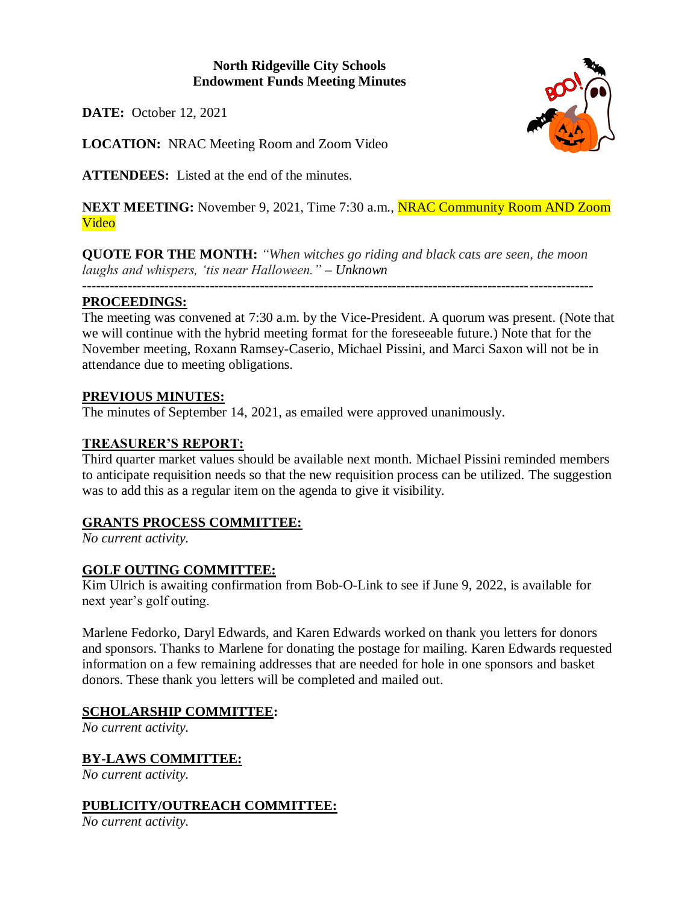**North Ridgeville City Schools**
**Endowment Funds Meeting Minutes**

**DATE:** October 12, 2021

**LOCATION:** NRAC Meeting Room and Zoom Video

**ATTENDEES:** Listed at the end of the minutes.

**NEXT MEETING:** November 9, 2021, Time 7:30 a.m., NRAC Community Room AND Zoom Video

**QUOTE FOR THE MONTH:** *"When witches go riding and black cats are seen, the moon laughs and whispers, 'tis near Halloween." – Unknown*

---

## PROCEEDINGS:

The meeting was convened at 7:30 a.m. by the Vice-President. A quorum was present. (Note that we will continue with the hybrid meeting format for the foreseeable future.) Note that for the November meeting, Roxann Ramsey-Caserio, Michael Pissini, and Marci Saxon will not be in attendance due to meeting obligations.

## PREVIOUS MINUTES:

The minutes of September 14, 2021, as emailed were approved unanimously.

## TREASURER'S REPORT:

Third quarter market values should be available next month. Michael Pissini reminded members to anticipate requisition needs so that the new requisition process can be utilized. The suggestion was to add this as a regular item on the agenda to give it visibility.

## GRANTS PROCESS COMMITTEE:

*No current activity.*

## GOLF OUTING COMMITTEE:

Kim Ulrich is awaiting confirmation from Bob-O-Link to see if June 9, 2022, is available for next year's golf outing.

Marlene Fedorko, Daryl Edwards, and Karen Edwards worked on thank you letters for donors and sponsors. Thanks to Marlene for donating the postage for mailing. Karen Edwards requested information on a few remaining addresses that are needed for hole in one sponsors and basket donors. These thank you letters will be completed and mailed out.

## SCHOLARSHIP COMMITTEE:

*No current activity.*

## BY-LAWS COMMITTEE:

*No current activity.*

## PUBLICITY/OUTREACH COMMITTEE:

*No current activity.*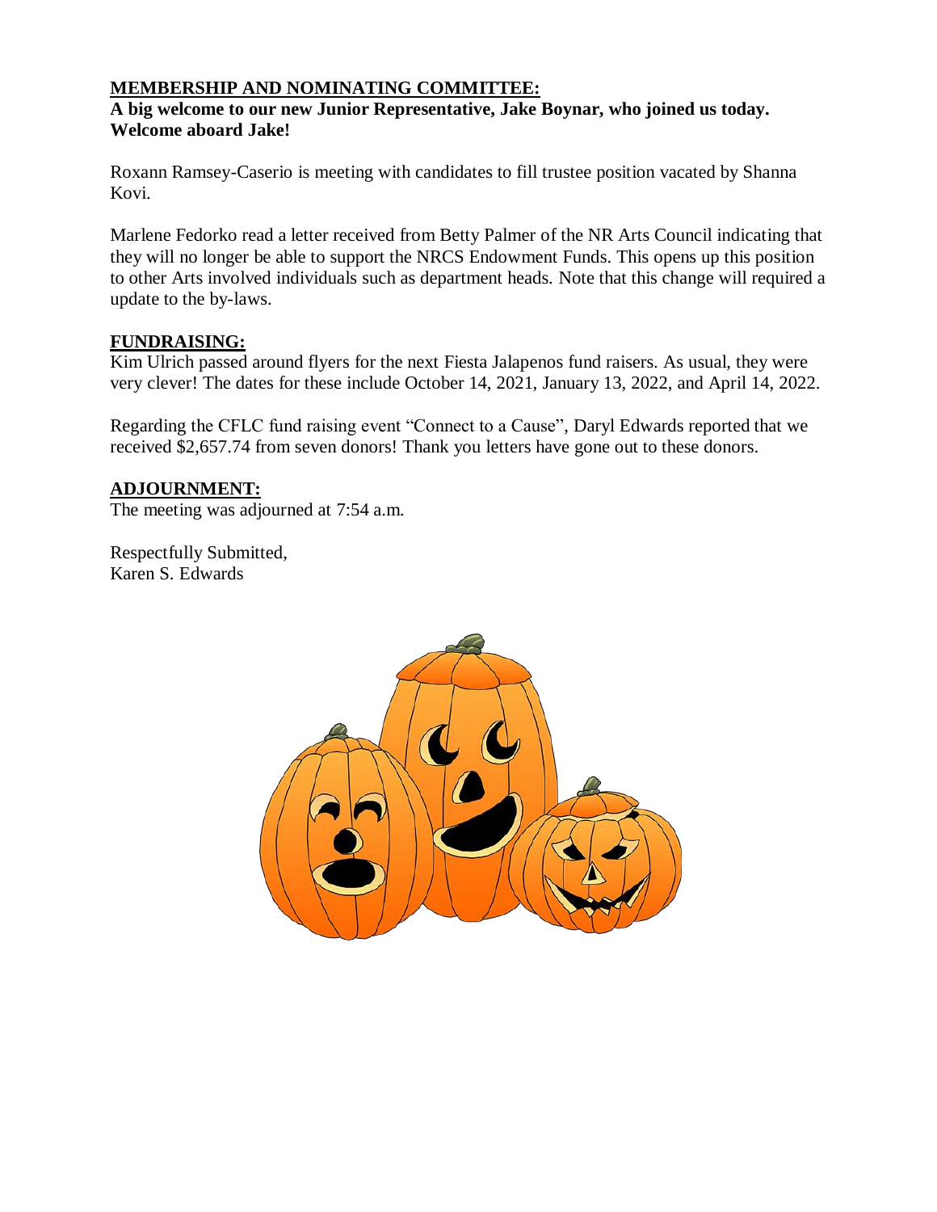**MEMBERSHIP AND NOMINATING COMMITTEE:**

**A big welcome to our new Junior Representative, Jake Boynar, who joined us today. Welcome aboard Jake!**

Roxann Ramsey-Caserio is meeting with candidates to fill trustee position vacated by Shanna Kovi.

Marlene Fedorko read a letter received from Betty Palmer of the NR Arts Council indicating that they will no longer be able to support the NRCS Endowment Funds. This opens up this position to other Arts involved individuals such as department heads. Note that this change will required a update to the by-laws.

**FUNDRAISING:**

Kim Ulrich passed around flyers for the next Fiesta Jalapenos fund raisers. As usual, they were very clever! The dates for these include October 14, 2021, January 13, 2022, and April 14, 2022.

Regarding the CFLC fund raising event "Connect to a Cause", Daryl Edwards reported that we received $2,657.74 from seven donors! Thank you letters have gone out to these donors.

**ADJOURNMENT:**

The meeting was adjourned at 7:54 a.m.

Respectfully Submitted,
Karen S. Edwards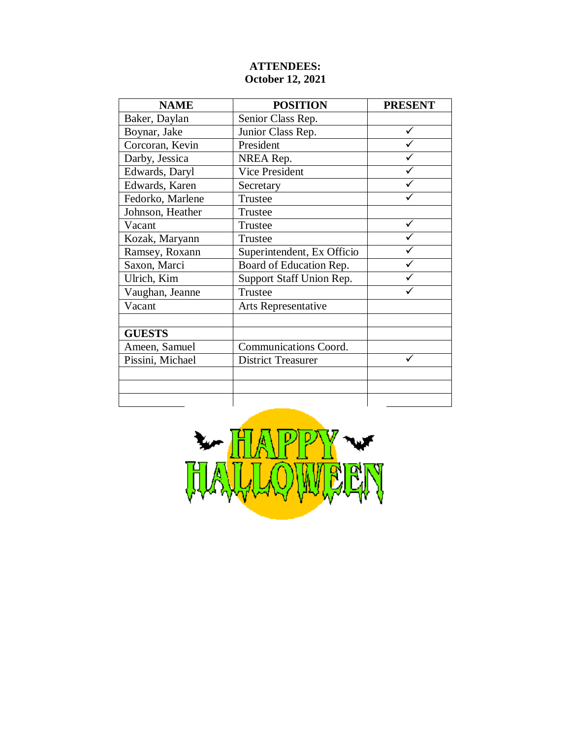**ATTENDEES:**
**October 12, 2021**

| NAME | POSITION | PRESENT |
|---|---|---|
| Baker, Daylan | Senior Class Rep. | |
| Boynar, Jake | Junior Class Rep. | ✓ |
| Corcoran, Kevin | President | ✓ |
| Darby, Jessica | NREA Rep. | ✓ |
| Edwards, Daryl | Vice President | ✓ |
| Edwards, Karen | Secretary | ✓ |
| Fedorko, Marlene | Trustee | ✓ |
| Johnson, Heather | Trustee | |
| Vacant | Trustee | ✓ |
| Kozak, Maryann | Trustee | ✓ |
| Ramsey, Roxann | Superintendent, Ex Officio | ✓ |
| Saxon, Marci | Board of Education Rep. | ✓ |
| Ulrich, Kim | Support Staff Union Rep. | ✓ |
| Vaughan, Jeanne | Trustee | ✓ |
| Vacant | Arts Representative | |
| | | |
| **GUESTS** | | |
| Ameen, Samuel | Communications Coord. | |
| Pissini, Michael | District Treasurer | ✓ |
| | | |
| | | |
| | | |

HAPPY HALLOWEEN